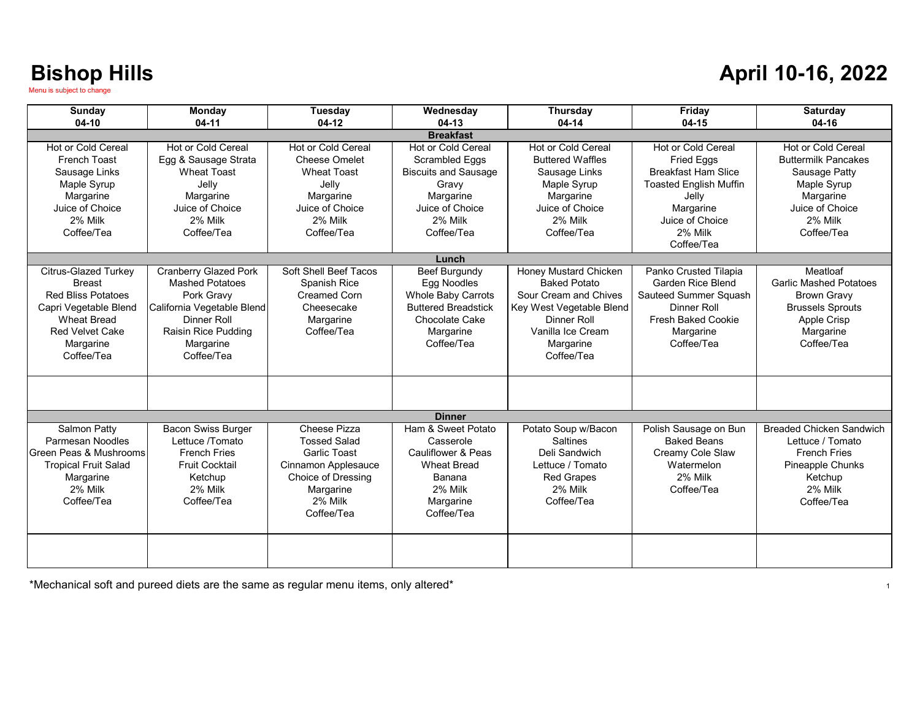# Bishop Hills

Menu is subject to change

# April 10-16, 2022

| Sunday 04-10 | Monday 04-11 | Tuesday 04-12 | Wednesday 04-13 | Thursday 04-14 | Friday 04-15 | Saturday 04-16 |
|---|---|---|---|---|---|---|
| **Breakfast** | | | | | | |
| Hot or Cold Cereal<br>French Toast<br>Sausage Links<br>Maple Syrup<br>Margarine<br>Juice of Choice<br>2% Milk<br>Coffee/Tea | Hot or Cold Cereal<br>Egg & Sausage Strata<br>Wheat Toast<br>Jelly<br>Margarine<br>Juice of Choice<br>2% Milk<br>Coffee/Tea | Hot or Cold Cereal<br>Cheese Omelet<br>Wheat Toast<br>Jelly<br>Margarine<br>Juice of Choice<br>2% Milk<br>Coffee/Tea | Hot or Cold Cereal<br>Scrambled Eggs<br>Biscuits and Sausage<br>Gravy<br>Margarine<br>Juice of Choice<br>2% Milk<br>Coffee/Tea | Hot or Cold Cereal<br>Buttered Waffles<br>Sausage Links<br>Maple Syrup<br>Margarine<br>Juice of Choice<br>2% Milk<br>Coffee/Tea | Hot or Cold Cereal<br>Fried Eggs<br>Breakfast Ham Slice<br>Toasted English Muffin<br>Jelly<br>Margarine<br>Juice of Choice<br>2% Milk<br>Coffee/Tea | Hot or Cold Cereal<br>Buttermilk Pancakes<br>Sausage Patty<br>Maple Syrup<br>Margarine<br>Juice of Choice<br>2% Milk<br>Coffee/Tea |
| **Lunch** | | | | | | |
| Citrus-Glazed Turkey Breast<br>Red Bliss Potatoes<br>Capri Vegetable Blend<br>Wheat Bread<br>Red Velvet Cake<br>Margarine<br>Coffee/Tea | Cranberry Glazed Pork<br>Mashed Potatoes<br>Pork Gravy<br>California Vegetable Blend<br>Dinner Roll<br>Raisin Rice Pudding<br>Margarine<br>Coffee/Tea | Soft Shell Beef Tacos<br>Spanish Rice<br>Creamed Corn<br>Cheesecake<br>Margarine<br>Coffee/Tea | Beef Burgundy<br>Egg Noodles<br>Whole Baby Carrots<br>Buttered Breadstick<br>Chocolate Cake<br>Margarine<br>Coffee/Tea | Honey Mustard Chicken<br>Baked Potato<br>Sour Cream and Chives<br>Key West Vegetable Blend<br>Dinner Roll<br>Vanilla Ice Cream<br>Margarine<br>Coffee/Tea | Panko Crusted Tilapia<br>Garden Rice Blend<br>Sauteed Summer Squash<br>Dinner Roll<br>Fresh Baked Cookie<br>Margarine<br>Coffee/Tea | Meatloaf<br>Garlic Mashed Potatoes<br>Brown Gravy<br>Brussels Sprouts<br>Apple Crisp<br>Margarine<br>Coffee/Tea |
| | | | | | | |
| **Dinner** | | | | | | |
| Salmon Patty<br>Parmesan Noodles<br>Green Peas & Mushrooms<br>Tropical Fruit Salad<br>Margarine<br>2% Milk<br>Coffee/Tea | Bacon Swiss Burger<br>Lettuce /Tomato<br>French Fries<br>Fruit Cocktail<br>Ketchup<br>2% Milk<br>Coffee/Tea | Cheese Pizza<br>Tossed Salad<br>Garlic Toast<br>Cinnamon Applesauce<br>Choice of Dressing<br>Margarine<br>2% Milk<br>Coffee/Tea | Ham & Sweet Potato Casserole<br>Cauliflower & Peas<br>Wheat Bread<br>Banana<br>2% Milk<br>Margarine<br>Coffee/Tea | Potato Soup w/Bacon<br>Saltines<br>Deli Sandwich<br>Lettuce / Tomato<br>Red Grapes<br>2% Milk<br>Coffee/Tea | Polish Sausage on Bun<br>Baked Beans<br>Creamy Cole Slaw<br>Watermelon<br>2% Milk<br>Coffee/Tea | Breaded Chicken Sandwich<br>Lettuce / Tomato<br>French Fries<br>Pineapple Chunks<br>Ketchup<br>2% Milk<br>Coffee/Tea |
| | | | | | | |

*Mechanical soft and pureed diets are the same as regular menu items, only altered*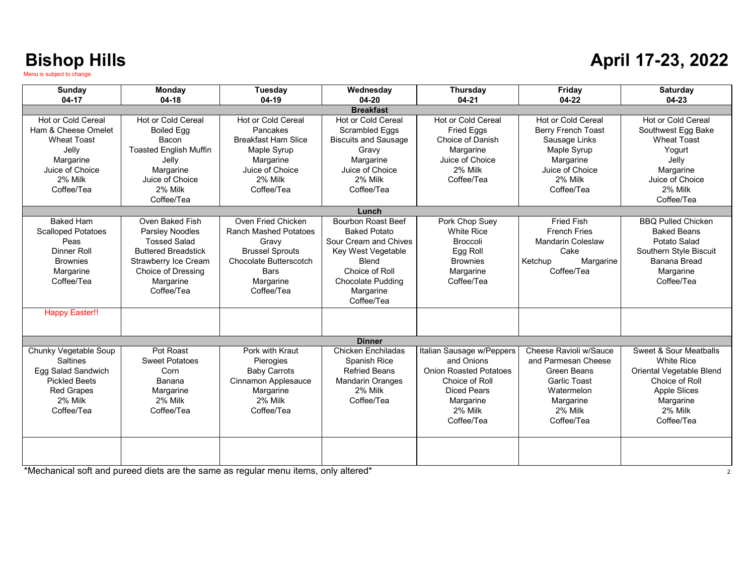# Bishop Hills

Menu is subject to change

# April 17-23, 2022

| Sunday 04-17 | Monday 04-18 | Tuesday 04-19 | Wednesday 04-20 | Thursday 04-21 | Friday 04-22 | Saturday 04-23 |
|---|---|---|---|---|---|---|
| **Breakfast** | | | | | | |
| Hot or Cold Cereal<br>Ham & Cheese Omelet<br>Wheat Toast<br>Jelly<br>Margarine<br>Juice of Choice<br>2% Milk<br>Coffee/Tea | Hot or Cold Cereal<br>Boiled Egg<br>Bacon<br>Toasted English Muffin<br>Jelly<br>Margarine<br>Juice of Choice<br>2% Milk<br>Coffee/Tea | Hot or Cold Cereal<br>Pancakes<br>Breakfast Ham Slice<br>Maple Syrup<br>Margarine<br>Juice of Choice<br>2% Milk<br>Coffee/Tea | Hot or Cold Cereal<br>Scrambled Eggs<br>Biscuits and Sausage<br>Gravy<br>Margarine<br>Juice of Choice<br>2% Milk<br>Coffee/Tea | Hot or Cold Cereal<br>Fried Eggs<br>Choice of Danish<br>Margarine<br>Juice of Choice<br>2% Milk<br>Coffee/Tea | Hot or Cold Cereal<br>Berry French Toast<br>Sausage Links<br>Maple Syrup<br>Margarine<br>Juice of Choice<br>2% Milk<br>Coffee/Tea | Hot or Cold Cereal<br>Southwest Egg Bake<br>Wheat Toast<br>Yogurt<br>Jelly<br>Margarine<br>Juice of Choice<br>2% Milk<br>Coffee/Tea |
| **Lunch** | | | | | | |
| Baked Ham<br>Scalloped Potatoes<br>Peas<br>Dinner Roll<br>Brownies<br>Margarine<br>Coffee/Tea | Oven Baked Fish<br>Parsley Noodles<br>Tossed Salad<br>Buttered Breadstick<br>Strawberry Ice Cream<br>Choice of Dressing<br>Margarine<br>Coffee/Tea | Oven Fried Chicken<br>Ranch Mashed Potatoes<br>Gravy<br>Brussel Sprouts<br>Chocolate Butterscotch Bars<br>Margarine<br>Coffee/Tea | Bourbon Roast Beef<br>Baked Potato<br>Sour Cream and Chives<br>Key West Vegetable Blend<br>Choice of Roll<br>Chocolate Pudding<br>Margarine<br>Coffee/Tea | Pork Chop Suey<br>White Rice<br>Broccoli<br>Egg Roll<br>Brownies<br>Margarine<br>Coffee/Tea | Fried Fish<br>French Fries<br>Mandarin Coleslaw<br>Cake<br>Ketchup Margarine<br>Coffee/Tea | BBQ Pulled Chicken<br>Baked Beans<br>Potato Salad<br>Southern Style Biscuit<br>Banana Bread<br>Margarine<br>Coffee/Tea |
| Happy Easter!! | | | | | | |
| **Dinner** | | | | | | |
| Chunky Vegetable Soup<br>Saltines<br>Egg Salad Sandwich<br>Pickled Beets<br>Red Grapes<br>2% Milk<br>Coffee/Tea | Pot Roast<br>Sweet Potatoes<br>Corn<br>Banana<br>Margarine<br>2% Milk<br>Coffee/Tea | Pork with Kraut<br>Pierogies<br>Baby Carrots<br>Cinnamon Applesauce<br>Margarine<br>2% Milk<br>Coffee/Tea | Chicken Enchiladas<br>Spanish Rice<br>Refried Beans<br>Mandarin Oranges<br>2% Milk<br>Coffee/Tea | Italian Sausage w/Peppers and Onions<br>Onion Roasted Potatoes<br>Choice of Roll<br>Diced Pears<br>Margarine<br>2% Milk<br>Coffee/Tea | Cheese Ravioli w/Sauce and Parmesan Cheese<br>Green Beans<br>Garlic Toast<br>Watermelon<br>Margarine<br>2% Milk<br>Coffee/Tea | Sweet & Sour Meatballs<br>White Rice<br>Oriental Vegetable Blend<br>Choice of Roll<br>Apple Slices<br>Margarine<br>2% Milk<br>Coffee/Tea |
| | | | | | | |

*Mechanical soft and pureed diets are the same as regular menu items, only altered*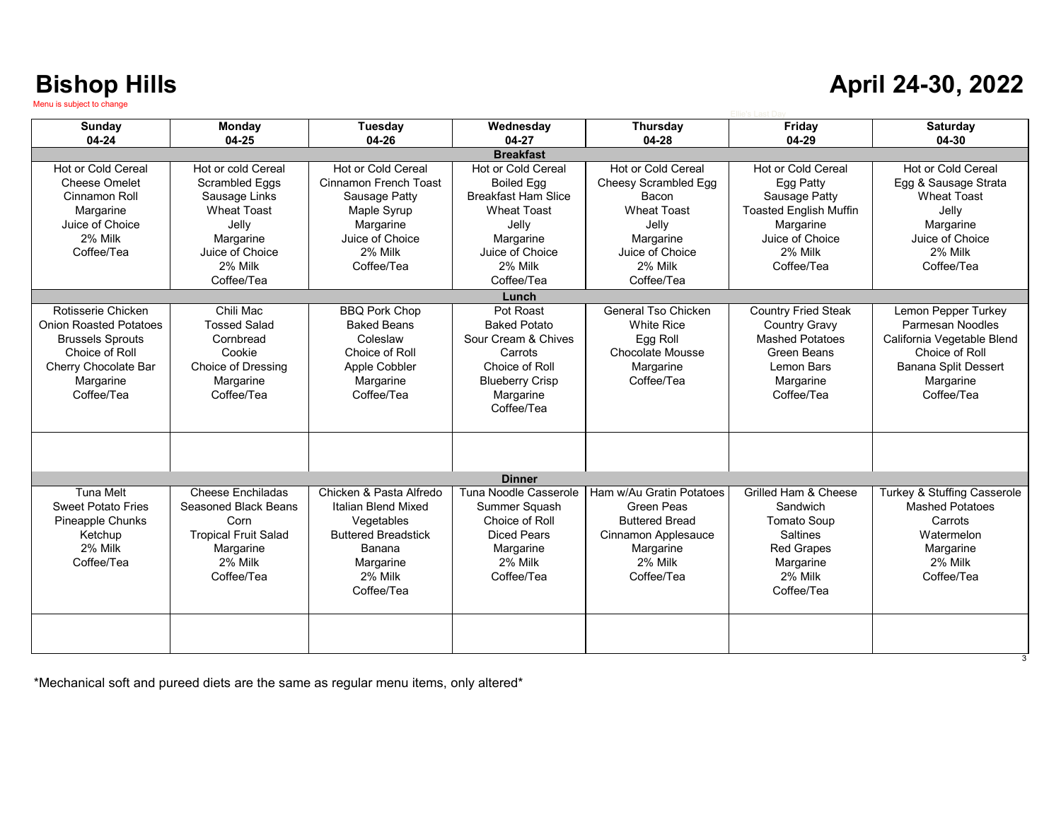# Bishop Hills

# April 24-30, 2022

Menu is subject to change

Ellie's Last Day

| Sunday 04-24 | Monday 04-25 | Tuesday 04-26 | Wednesday 04-27 | Thursday 04-28 | Friday 04-29 | Saturday 04-30 |
|---|---|---|---|---|---|---|
| **Breakfast** | | | | | | |
| Hot or Cold Cereal<br>Cheese Omelet<br>Cinnamon Roll<br>Margarine<br>Juice of Choice<br>2% Milk<br>Coffee/Tea | Hot or cold Cereal<br>Scrambled Eggs<br>Sausage Links<br>Wheat Toast<br>Jelly<br>Margarine<br>Juice of Choice<br>2% Milk<br>Coffee/Tea | Hot or Cold Cereal<br>Cinnamon French Toast<br>Sausage Patty<br>Maple Syrup<br>Margarine<br>Juice of Choice<br>2% Milk<br>Coffee/Tea | Hot or Cold Cereal<br>Boiled Egg<br>Breakfast Ham Slice<br>Wheat Toast<br>Jelly<br>Margarine<br>Juice of Choice<br>2% Milk<br>Coffee/Tea | Hot or Cold Cereal<br>Cheesy Scrambled Egg<br>Bacon<br>Wheat Toast<br>Jelly<br>Margarine<br>Juice of Choice<br>2% Milk<br>Coffee/Tea | Hot or Cold Cereal<br>Egg Patty<br>Sausage Patty<br>Toasted English Muffin<br>Margarine<br>Juice of Choice<br>2% Milk<br>Coffee/Tea | Hot or Cold Cereal<br>Egg & Sausage Strata<br>Wheat Toast<br>Jelly<br>Margarine<br>Juice of Choice<br>2% Milk<br>Coffee/Tea |
| **Lunch** | | | | | | |
| Rotisserie Chicken<br>Onion Roasted Potatoes<br>Brussels Sprouts<br>Choice of Roll<br>Cherry Chocolate Bar<br>Margarine<br>Coffee/Tea | Chili Mac<br>Tossed Salad<br>Cornbread<br>Cookie<br>Choice of Dressing<br>Margarine<br>Coffee/Tea | BBQ Pork Chop<br>Baked Beans<br>Coleslaw<br>Choice of Roll<br>Apple Cobbler<br>Margarine<br>Coffee/Tea | Pot Roast<br>Baked Potato<br>Sour Cream & Chives<br>Carrots<br>Choice of Roll<br>Blueberry Crisp<br>Margarine<br>Coffee/Tea | General Tso Chicken<br>White Rice<br>Egg Roll<br>Chocolate Mousse<br>Margarine<br>Coffee/Tea | Country Fried Steak<br>Country Gravy<br>Mashed Potatoes<br>Green Beans<br>Lemon Bars<br>Margarine<br>Coffee/Tea | Lemon Pepper Turkey<br>Parmesan Noodles<br>California Vegetable Blend<br>Choice of Roll<br>Banana Split Dessert<br>Margarine<br>Coffee/Tea |
| | | | | | | |
| **Dinner** | | | | | | |
| Tuna Melt<br>Sweet Potato Fries<br>Pineapple Chunks<br>Ketchup<br>2% Milk<br>Coffee/Tea | Cheese Enchiladas<br>Seasoned Black Beans<br>Corn<br>Tropical Fruit Salad<br>Margarine<br>2% Milk<br>Coffee/Tea | Chicken & Pasta Alfredo<br>Italian Blend Mixed Vegetables<br>Buttered Breadstick<br>Banana<br>Margarine<br>2% Milk<br>Coffee/Tea | Tuna Noodle Casserole<br>Summer Squash<br>Choice of Roll<br>Diced Pears<br>Margarine<br>2% Milk<br>Coffee/Tea | Ham w/Au Gratin Potatoes<br>Green Peas<br>Buttered Bread<br>Cinnamon Applesauce<br>Margarine<br>2% Milk<br>Coffee/Tea | Grilled Ham & Cheese Sandwich<br>Tomato Soup<br>Saltines<br>Red Grapes<br>Margarine<br>2% Milk<br>Coffee/Tea | Turkey & Stuffing Casserole<br>Mashed Potatoes<br>Carrots<br>Watermelon<br>Margarine<br>2% Milk<br>Coffee/Tea |
| | | | | | | |

*Mechanical soft and pureed diets are the same as regular menu items, only altered*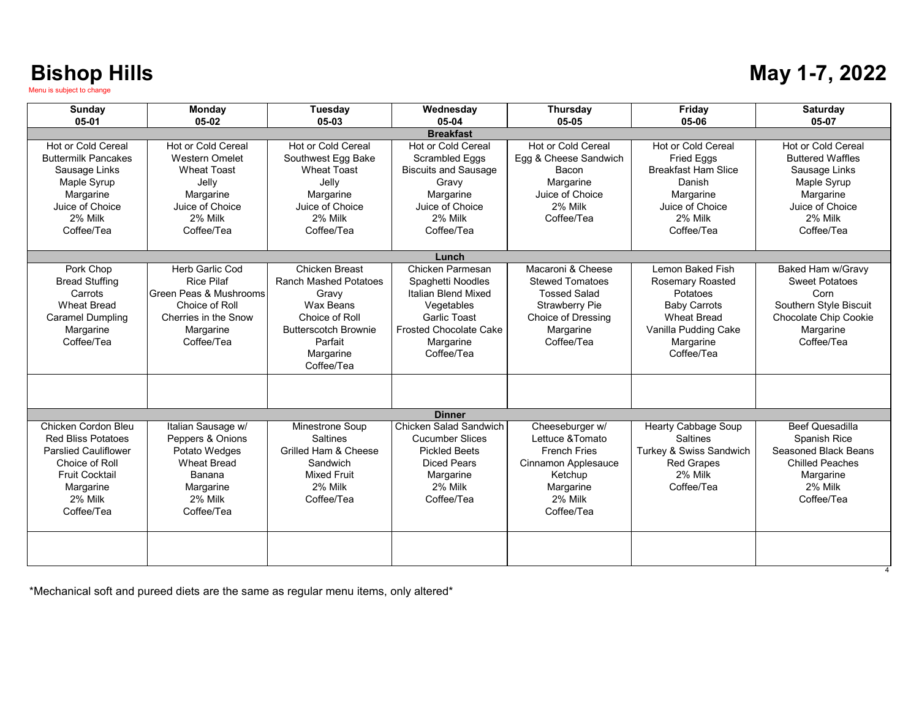# Bishop Hills

Menu is subject to change

# May 1-7, 2022

| Sunday<br>05-01 | Monday<br>05-02 | Tuesday<br>05-03 | Wednesday<br>05-04 | Thursday<br>05-05 | Friday<br>05-06 | Saturday<br>05-07 |
|---|---|---|---|---|---|---|
| **Breakfast** | | | | | | |
| Hot or Cold Cereal<br>Buttermilk Pancakes<br>Sausage Links<br>Maple Syrup<br>Margarine<br>Juice of Choice<br>2% Milk<br>Coffee/Tea | Hot or Cold Cereal<br>Western Omelet<br>Wheat Toast<br>Jelly<br>Margarine<br>Juice of Choice<br>2% Milk<br>Coffee/Tea | Hot or Cold Cereal<br>Southwest Egg Bake<br>Wheat Toast<br>Jelly<br>Margarine<br>Juice of Choice<br>2% Milk<br>Coffee/Tea | Hot or Cold Cereal<br>Scrambled Eggs<br>Biscuits and Sausage<br>Gravy<br>Margarine<br>Juice of Choice<br>2% Milk<br>Coffee/Tea | Hot or Cold Cereal<br>Egg & Cheese Sandwich<br>Bacon<br>Margarine<br>Juice of Choice<br>2% Milk<br>Coffee/Tea | Hot or Cold Cereal<br>Fried Eggs<br>Breakfast Ham Slice<br>Danish<br>Margarine<br>Juice of Choice<br>2% Milk<br>Coffee/Tea | Hot or Cold Cereal<br>Buttered Waffles<br>Sausage Links<br>Maple Syrup<br>Margarine<br>Juice of Choice<br>2% Milk<br>Coffee/Tea |
| **Lunch** | | | | | | |
| Pork Chop<br>Bread Stuffing<br>Carrots<br>Wheat Bread<br>Caramel Dumpling<br>Margarine<br>Coffee/Tea | Herb Garlic Cod<br>Rice Pilaf<br>Green Peas & Mushrooms<br>Choice of Roll<br>Cherries in the Snow<br>Margarine<br>Coffee/Tea | Chicken Breast<br>Ranch Mashed Potatoes<br>Gravy<br>Wax Beans<br>Choice of Roll<br>Butterscotch Brownie<br>Parfait<br>Margarine<br>Coffee/Tea | Chicken Parmesan<br>Spaghetti Noodles<br>Italian Blend Mixed<br>Vegetables<br>Garlic Toast<br>Frosted Chocolate Cake<br>Margarine<br>Coffee/Tea | Macaroni & Cheese<br>Stewed Tomatoes<br>Tossed Salad<br>Strawberry Pie<br>Choice of Dressing<br>Margarine<br>Coffee/Tea | Lemon Baked Fish<br>Rosemary Roasted<br>Potatoes<br>Baby Carrots<br>Wheat Bread<br>Vanilla Pudding Cake<br>Margarine<br>Coffee/Tea | Baked Ham w/Gravy<br>Sweet Potatoes<br>Corn<br>Southern Style Biscuit<br>Chocolate Chip Cookie<br>Margarine<br>Coffee/Tea |
| | | | | | | |
| **Dinner** | | | | | | |
| Chicken Cordon Bleu<br>Red Bliss Potatoes<br>Parslied Cauliflower<br>Choice of Roll<br>Fruit Cocktail<br>Margarine<br>2% Milk<br>Coffee/Tea | Italian Sausage w/<br>Peppers & Onions<br>Potato Wedges<br>Wheat Bread<br>Banana<br>Margarine<br>2% Milk<br>Coffee/Tea | Minestrone Soup<br>Saltines<br>Grilled Ham & Cheese<br>Sandwich<br>Mixed Fruit<br>2% Milk<br>Coffee/Tea | Chicken Salad Sandwich<br>Cucumber Slices<br>Pickled Beets<br>Diced Pears<br>Margarine<br>2% Milk<br>Coffee/Tea | Cheeseburger w/<br>Lettuce &Tomato<br>French Fries<br>Cinnamon Applesauce<br>Ketchup<br>Margarine<br>2% Milk<br>Coffee/Tea | Hearty Cabbage Soup<br>Saltines<br>Turkey & Swiss Sandwich<br>Red Grapes<br>2% Milk<br>Coffee/Tea | Beef Quesadilla<br>Spanish Rice<br>Seasoned Black Beans<br>Chilled Peaches<br>Margarine<br>2% Milk<br>Coffee/Tea |
| | | | | | | |

*Mechanical soft and pureed diets are the same as regular menu items, only altered*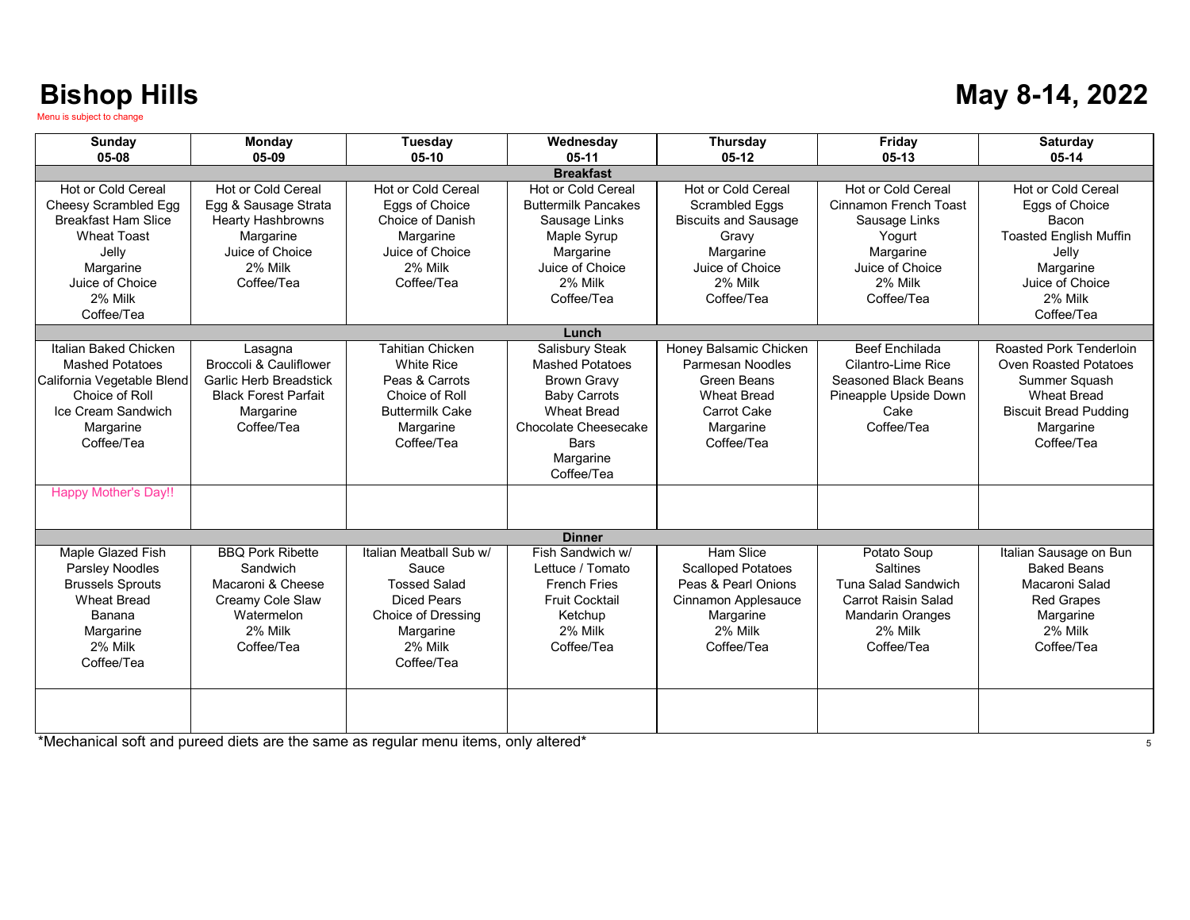# Bishop Hills

Menu is subject to change

## May 8-14, 2022

| Sunday 05-08 | Monday 05-09 | Tuesday 05-10 | Wednesday 05-11 | Thursday 05-12 | Friday 05-13 | Saturday 05-14 |
|---|---|---|---|---|---|---|
| **Breakfast** | | | | | | |
| Hot or Cold Cereal<br>Cheesy Scrambled Egg<br>Breakfast Ham Slice<br>Wheat Toast<br>Jelly<br>Margarine<br>Juice of Choice<br>2% Milk<br>Coffee/Tea | Hot or Cold Cereal<br>Egg & Sausage Strata<br>Hearty Hashbrowns<br>Margarine<br>Juice of Choice<br>2% Milk<br>Coffee/Tea | Hot or Cold Cereal<br>Eggs of Choice<br>Choice of Danish<br>Margarine<br>Juice of Choice<br>2% Milk<br>Coffee/Tea | Hot or Cold Cereal<br>Buttermilk Pancakes<br>Sausage Links<br>Maple Syrup<br>Margarine<br>Juice of Choice<br>2% Milk<br>Coffee/Tea | Hot or Cold Cereal<br>Scrambled Eggs<br>Biscuits and Sausage<br>Gravy<br>Margarine<br>Juice of Choice<br>2% Milk<br>Coffee/Tea | Hot or Cold Cereal<br>Cinnamon French Toast<br>Sausage Links<br>Yogurt<br>Margarine<br>Juice of Choice<br>2% Milk<br>Coffee/Tea | Hot or Cold Cereal<br>Eggs of Choice<br>Bacon<br>Toasted English Muffin<br>Jelly<br>Margarine<br>Juice of Choice<br>2% Milk<br>Coffee/Tea |
| **Lunch** | | | | | | |
| Italian Baked Chicken<br>Mashed Potatoes<br>California Vegetable Blend<br>Choice of Roll<br>Ice Cream Sandwich<br>Margarine<br>Coffee/Tea | Lasagna<br>Broccoli & Cauliflower<br>Garlic Herb Breadstick<br>Black Forest Parfait<br>Margarine<br>Coffee/Tea | Tahitian Chicken<br>White Rice<br>Peas & Carrots<br>Choice of Roll<br>Buttermilk Cake<br>Margarine<br>Coffee/Tea | Salisbury Steak<br>Mashed Potatoes<br>Brown Gravy<br>Baby Carrots<br>Wheat Bread<br>Chocolate Cheesecake Bars<br>Margarine<br>Coffee/Tea | Honey Balsamic Chicken<br>Parmesan Noodles<br>Green Beans<br>Wheat Bread<br>Carrot Cake<br>Margarine<br>Coffee/Tea | Beef Enchilada<br>Cilantro-Lime Rice<br>Seasoned Black Beans<br>Pineapple Upside Down Cake<br>Coffee/Tea | Roasted Pork Tenderloin<br>Oven Roasted Potatoes<br>Summer Squash<br>Wheat Bread<br>Biscuit Bread Pudding<br>Margarine<br>Coffee/Tea |
| Happy Mother's Day!! | | | | | | |
| **Dinner** | | | | | | |
| Maple Glazed Fish<br>Parsley Noodles<br>Brussels Sprouts<br>Wheat Bread<br>Banana<br>Margarine<br>2% Milk<br>Coffee/Tea | BBQ Pork Ribette Sandwich<br>Macaroni & Cheese<br>Creamy Cole Slaw<br>Watermelon<br>2% Milk<br>Coffee/Tea | Italian Meatball Sub w/ Sauce<br>Tossed Salad<br>Diced Pears<br>Choice of Dressing<br>Margarine<br>2% Milk<br>Coffee/Tea | Fish Sandwich w/ Lettuce / Tomato<br>French Fries<br>Fruit Cocktail<br>Ketchup<br>2% Milk<br>Coffee/Tea | Ham Slice<br>Scalloped Potatoes<br>Peas & Pearl Onions<br>Cinnamon Applesauce<br>Margarine<br>2% Milk<br>Coffee/Tea | Potato Soup<br>Saltines<br>Tuna Salad Sandwich<br>Carrot Raisin Salad<br>Mandarin Oranges<br>2% Milk<br>Coffee/Tea | Italian Sausage on Bun<br>Baked Beans<br>Macaroni Salad<br>Red Grapes<br>Margarine<br>2% Milk<br>Coffee/Tea |

*Mechanical soft and pureed diets are the same as regular menu items, only altered*